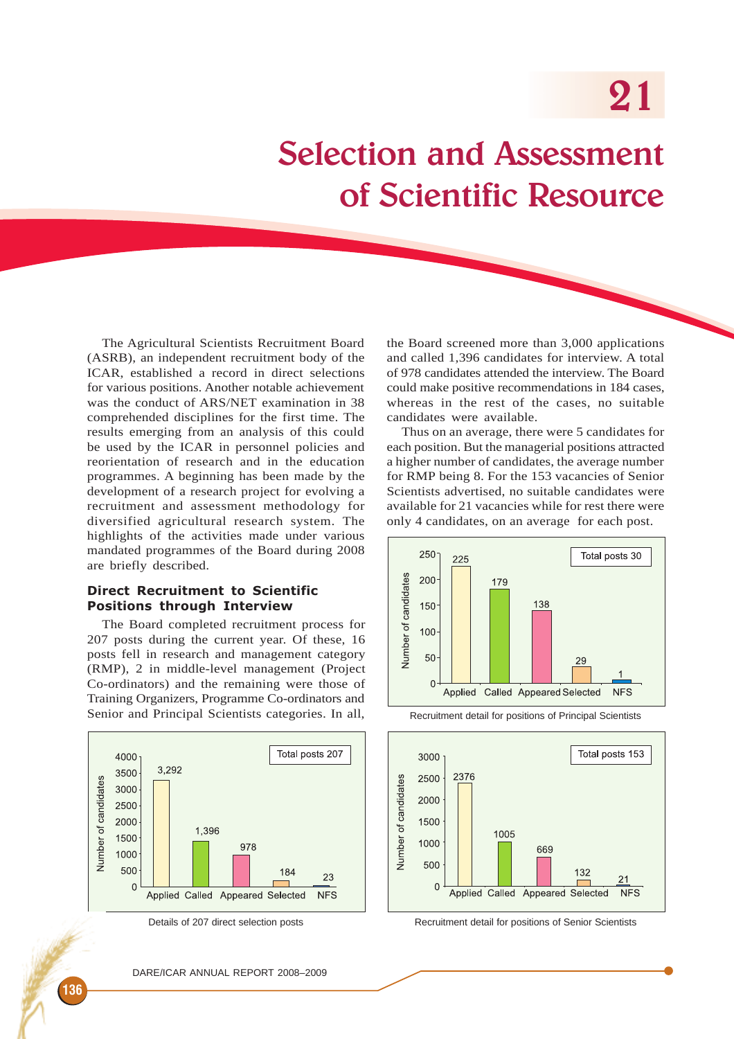# 21

# Selection and Assessment of Scientific Resource

The Agricultural Scientists Recruitment Board (ASRB), an independent recruitment body of the ICAR, established a record in direct selections for various positions. Another notable achievement was the conduct of ARS/NET examination in 38 comprehended disciplines for the first time. The results emerging from an analysis of this could be used by the ICAR in personnel policies and reorientation of research and in the education programmes. A beginning has been made by the development of a research project for evolving a recruitment and assessment methodology for diversified agricultural research system. The highlights of the activities made under various mandated programmes of the Board during 2008 are briefly described.

## Direct Recruitment to Scientific Positions through Interview

The Board completed recruitment process for 207 posts during the current year. Of these, 16 posts fell in research and management category (RMP), 2 in middle-level management (Project Co-ordinators) and the remaining were those of Training Organizers, Programme Co-ordinators and Senior and Principal Scientists categories. In all, the Board screened more than 3,000 applications and called 1,396 candidates for interview. A total of 978 candidates attended the interview. The Board could make positive recommendations in 184 cases, whereas in the rest of the cases, no suitable candidates were available.

Thus on an average, there were 5 candidates for each position. But the managerial positions attracted a higher number of candidates, the average number for RMP being 8. For the 153 vacancies of Senior Scientists advertised, no suitable candidates were available for 21 vacancies while for rest there were only 4 candidates, on an average for each post.

Total posts 207

| | Applied | Called | Appeared | Selected | NFS |
|---|---|---|---|---|---|
| Number of candidates | 3,292 | 1,396 | 978 | 184 | 23 |

Details of 207 direct selection posts

Total posts 30

| | Applied | Called | Appeared | Selected | NFS |
|---|---|---|---|---|---|
| Number of candidates | 225 | 179 | 138 | 29 | 1 |

Recruitment detail for positions of Principal Scientists

Total posts 153

| | Applied | Called | Appeared | Selected | NFS |
|---|---|---|---|---|---|
| Number of candidates | 2376 | 1005 | 669 | 132 | 21 |

Recruitment detail for positions of Senior Scientists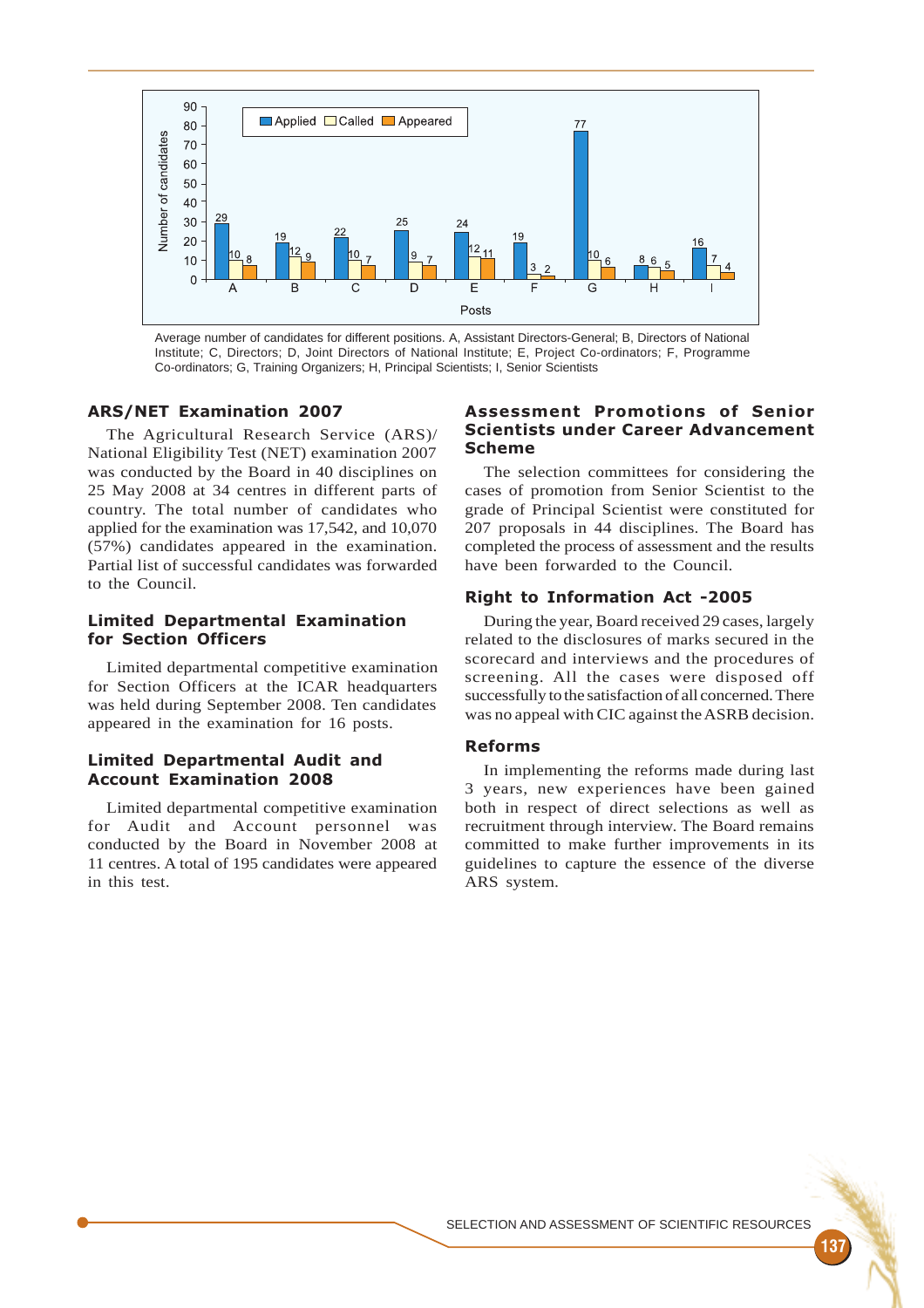90
80
70
60
50
40
30
20
10
0

Number of candidates

Applied Called Appeared

29 10 8
19 12 9
22 10 7
25 9 7
24 12 11
19 3 2
77 10 6
8 6 5
16 7 4

A B C D E F G H I

Posts

Average number of candidates for different positions. A, Assistant Directors-General; B, Directors of National Institute; C, Directors; D, Joint Directors of National Institute; E, Project Co-ordinators; F, Programme Co-ordinators; G, Training Organizers; H, Principal Scientists; I, Senior Scientists

### ARS/NET Examination 2007

The Agricultural Research Service (ARS)/ National Eligibility Test (NET) examination 2007 was conducted by the Board in 40 disciplines on 25 May 2008 at 34 centres in different parts of country. The total number of candidates who applied for the examination was 17,542, and 10,070 (57%) candidates appeared in the examination. Partial list of successful candidates was forwarded to the Council.

### Limited Departmental Examination for Section Officers

Limited departmental competitive examination for Section Officers at the ICAR headquarters was held during September 2008. Ten candidates appeared in the examination for 16 posts.

### Limited Departmental Audit and Account Examination 2008

Limited departmental competitive examination for Audit and Account personnel was conducted by the Board in November 2008 at 11 centres. A total of 195 candidates were appeared in this test.

### Assessment Promotions of Senior Scientists under Career Advancement Scheme

The selection committees for considering the cases of promotion from Senior Scientist to the grade of Principal Scientist were constituted for 207 proposals in 44 disciplines. The Board has completed the process of assessment and the results have been forwarded to the Council.

### Right to Information Act -2005

During the year, Board received 29 cases, largely related to the disclosures of marks secured in the scorecard and interviews and the procedures of screening. All the cases were disposed off successfully to the satisfaction of all concerned. There was no appeal with CIC against the ASRB decision.

### Reforms

In implementing the reforms made during last 3 years, new experiences have been gained both in respect of direct selections as well as recruitment through interview. The Board remains committed to make further improvements in its guidelines to capture the essence of the diverse ARS system.